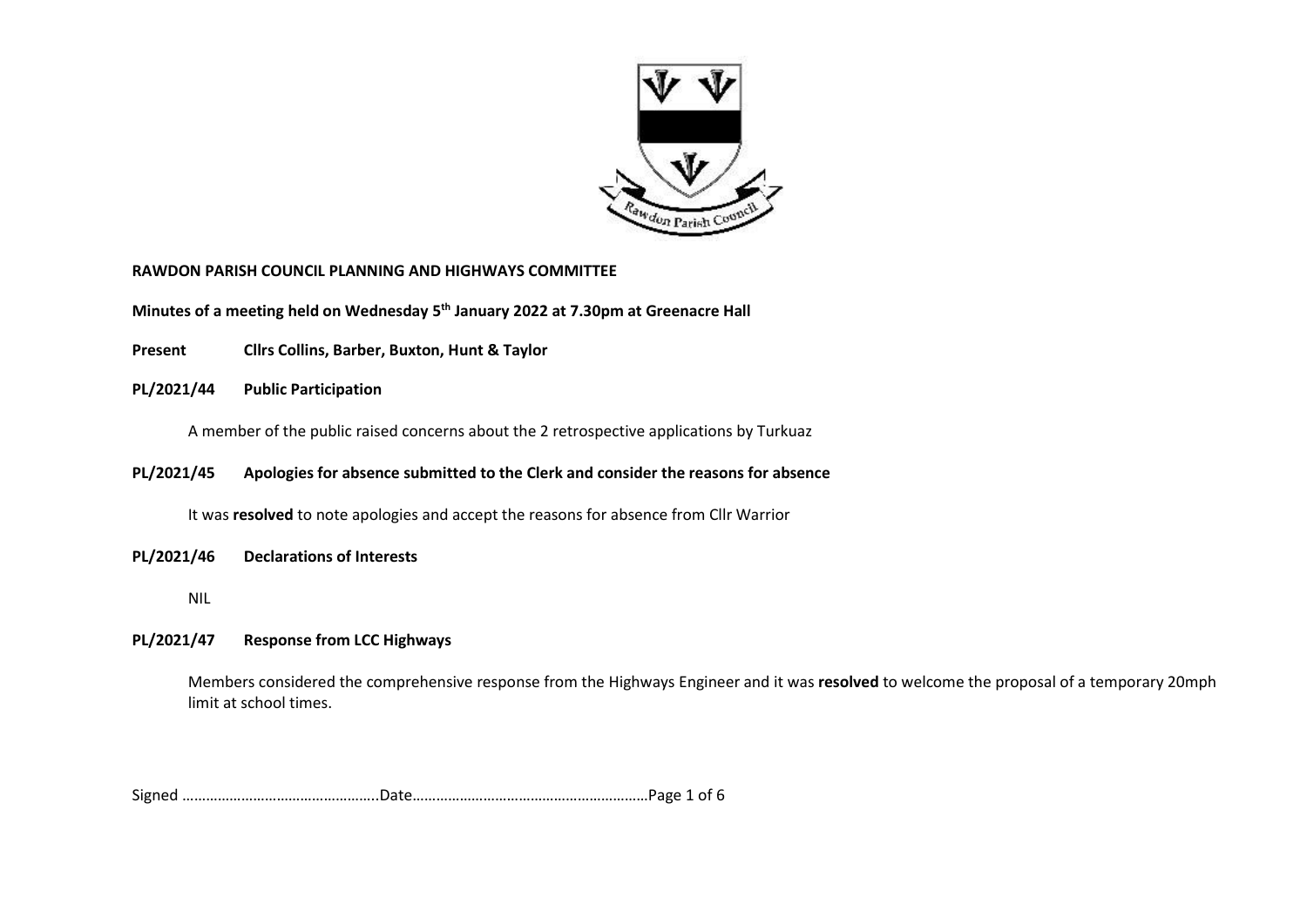**RAWDON PARISH COUNCIL PLANNING AND HIGHWAYS COMMITTEE**

**Minutes of a meeting held on Wednesday 5th January 2022 at 7.30pm at Greenacre Hall**

**Present** **Cllrs Collins, Barber, Buxton, Hunt & Taylor**

**PL/2021/44 Public Participation**

A member of the public raised concerns about the 2 retrospective applications by Turkuaz

**PL/2021/45 Apologies for absence submitted to the Clerk and consider the reasons for absence**

It was **resolved** to note apologies and accept the reasons for absence from Cllr Warrior

**PL/2021/46 Declarations of Interests**

NIL

**PL/2021/47 Response from LCC Highways**

Members considered the comprehensive response from the Highways Engineer and it was **resolved** to welcome the proposal of a temporary 20mph limit at school times.

Signed …………………………………………..Date……………………………………………………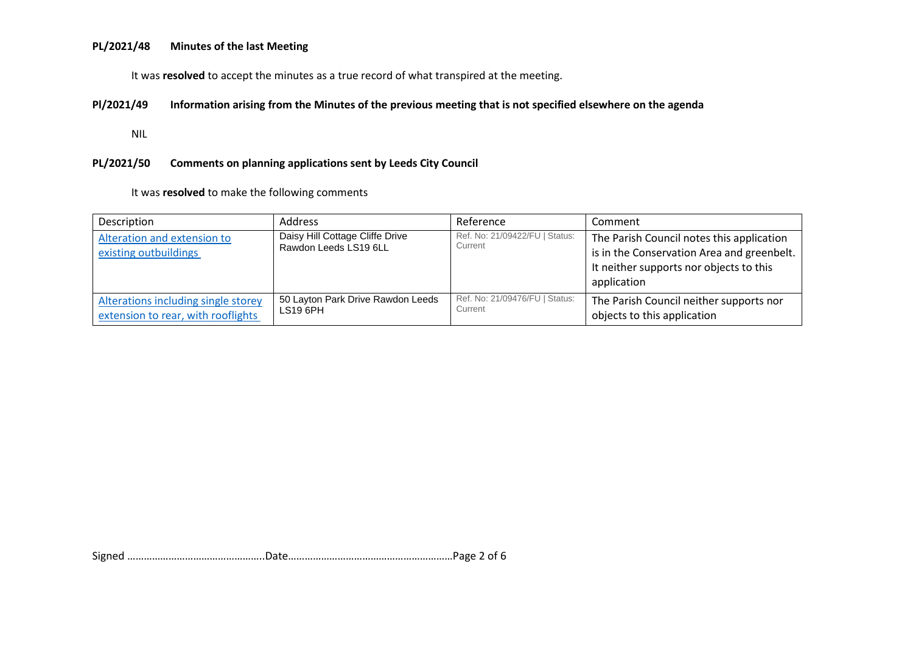**PL/2021/48 Minutes of the last Meeting**

It was **resolved** to accept the minutes as a true record of what transpired at the meeting.

**Pl/2021/49 Information arising from the Minutes of the previous meeting that is not specified elsewhere on the agenda**

NIL

**PL/2021/50 Comments on planning applications sent by Leeds City Council**

It was **resolved** to make the following comments

| Description | Address | Reference | Comment |
|---|---|---|---|
| Alteration and extension to existing outbuildings | Daisy Hill Cottage Cliffe Drive Rawdon Leeds LS19 6LL | Ref. No: 21/09422/FU \| Status: Current | The Parish Council notes this application is in the Conservation Area and greenbelt. It neither supports nor objects to this application |
| Alterations including single storey extension to rear, with rooflights | 50 Layton Park Drive Rawdon Leeds LS19 6PH | Ref. No: 21/09476/FU \| Status: Current | The Parish Council neither supports nor objects to this application |

Signed …………………………………………..Date……………………………………………………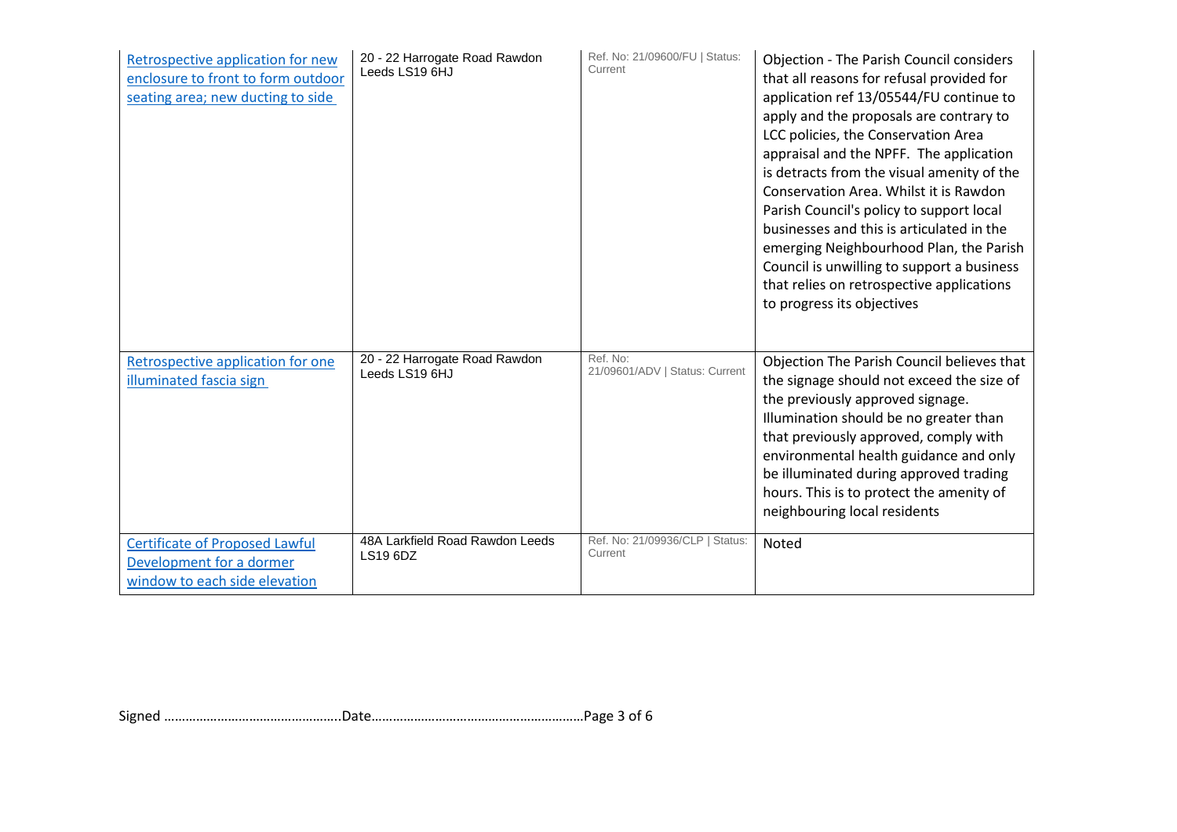| | | | |
|---|---|---|---|
| Retrospective application for new enclosure to front to form outdoor seating area; new ducting to side | 20 - 22 Harrogate Road Rawdon Leeds LS19 6HJ | Ref. No: 21/09600/FU \| Status: Current | Objection - The Parish Council considers that all reasons for refusal provided for application ref 13/05544/FU continue to apply and the proposals are contrary to LCC policies, the Conservation Area appraisal and the NPFF. The application is detracts from the visual amenity of the Conservation Area. Whilst it is Rawdon Parish Council's policy to support local businesses and this is articulated in the emerging Neighbourhood Plan, the Parish Council is unwilling to support a business that relies on retrospective applications to progress its objectives |
| Retrospective application for one illuminated fascia sign | 20 - 22 Harrogate Road Rawdon Leeds LS19 6HJ | Ref. No: 21/09601/ADV \| Status: Current | Objection The Parish Council believes that the signage should not exceed the size of the previously approved signage. Illumination should be no greater than that previously approved, comply with environmental health guidance and only be illuminated during approved trading hours. This is to protect the amenity of neighbouring local residents |
| Certificate of Proposed Lawful Development for a dormer window to each side elevation | 48A Larkfield Road Rawdon Leeds LS19 6DZ | Ref. No: 21/09936/CLP \| Status: Current | Noted |

Signed …………………………………………..Date……………………………………………………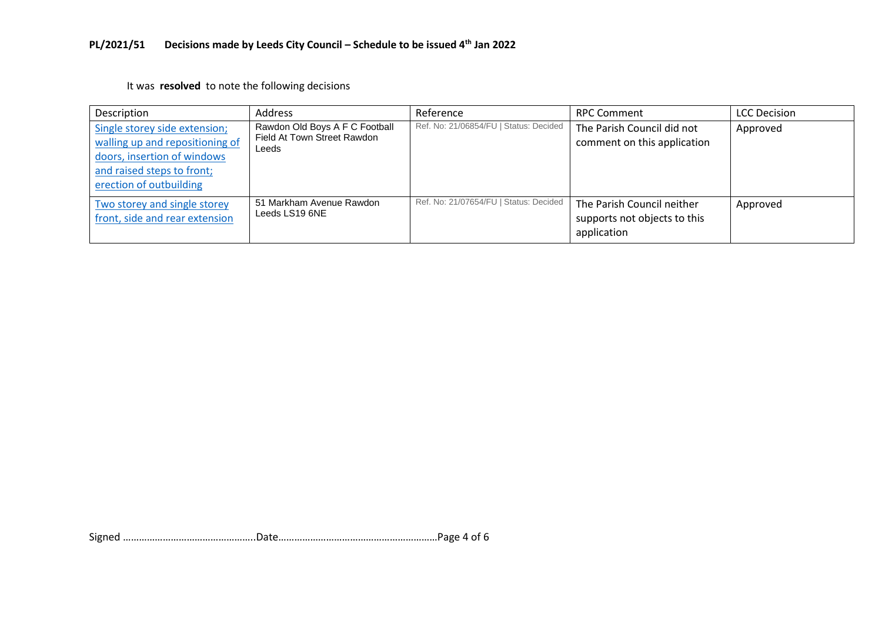## PL/2021/51 Decisions made by Leeds City Council – Schedule to be issued 4th Jan 2022

It was **resolved** to note the following decisions

| Description | Address | Reference | RPC Comment | LCC Decision |
|---|---|---|---|---|
| Single storey side extension; walling up and repositioning of doors, insertion of windows and raised steps to front; erection of outbuilding | Rawdon Old Boys A F C Football Field At Town Street Rawdon Leeds | Ref. No: 21/06854/FU \| Status: Decided | The Parish Council did not comment on this application | Approved |
| Two storey and single storey front, side and rear extension | 51 Markham Avenue Rawdon Leeds LS19 6NE | Ref. No: 21/07654/FU \| Status: Decided | The Parish Council neither supports not objects to this application | Approved |

Signed …………………………………………..Date……………………………………………………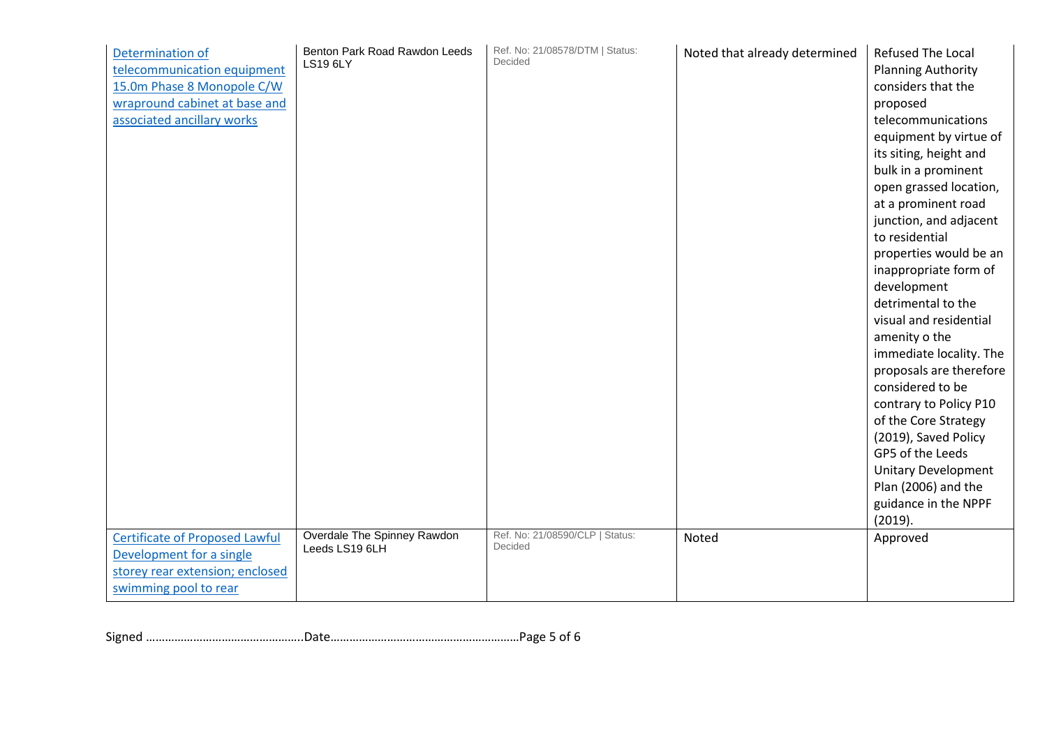| | | | | |
|---|---|---|---|---|
| Determination of telecommunication equipment 15.0m Phase 8 Monopole C/W wrapround cabinet at base and associated ancillary works | Benton Park Road Rawdon Leeds LS19 6LY | Ref. No: 21/08578/DTM \| Status: Decided | Noted that already determined | Refused The Local Planning Authority considers that the proposed telecommunications equipment by virtue of its siting, height and bulk in a prominent open grassed location, at a prominent road junction, and adjacent to residential properties would be an inappropriate form of development detrimental to the visual and residential amenity o the immediate locality. The proposals are therefore considered to be contrary to Policy P10 of the Core Strategy (2019), Saved Policy GP5 of the Leeds Unitary Development Plan (2006) and the guidance in the NPPF (2019). |
| Certificate of Proposed Lawful Development for a single storey rear extension; enclosed swimming pool to rear | Overdale The Spinney Rawdon Leeds LS19 6LH | Ref. No: 21/08590/CLP \| Status: Decided | Noted | Approved |

Signed …………………………………………..Date……………………………………………………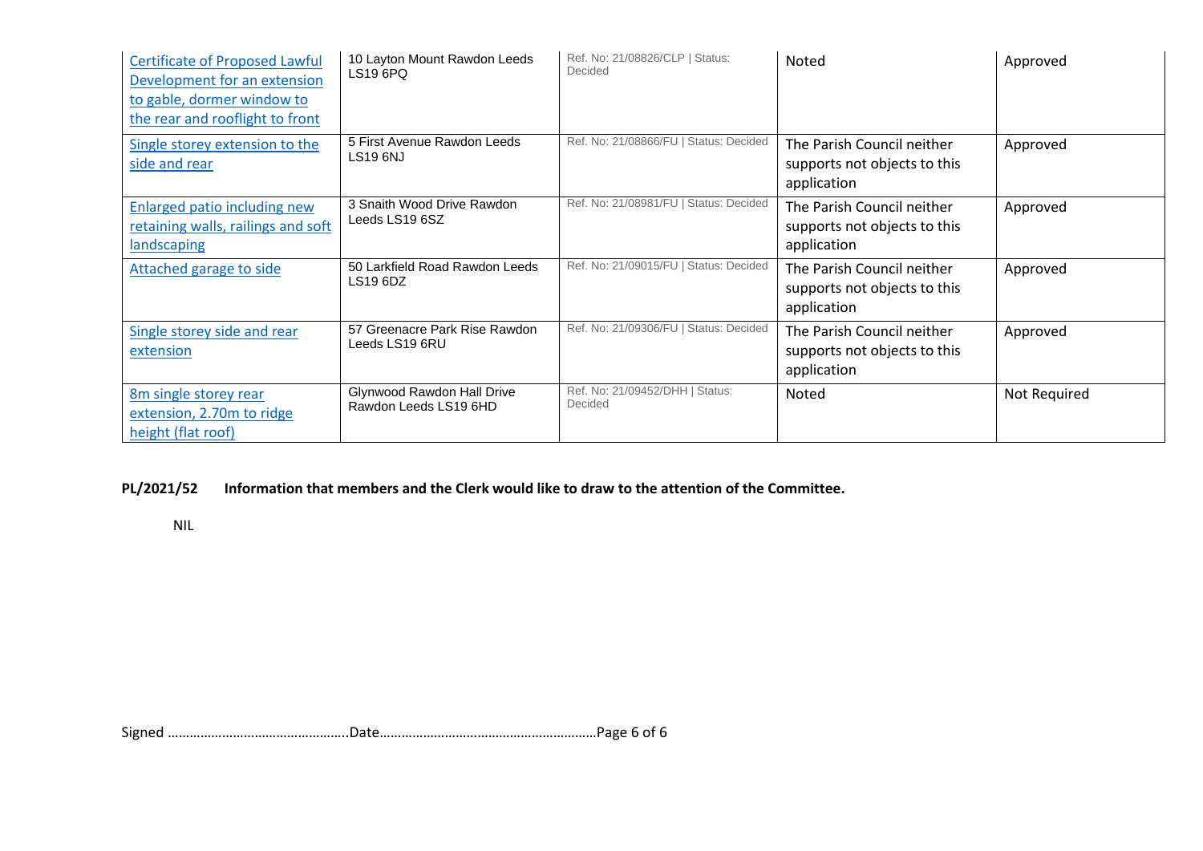| | | | | |
|---|---|---|---|---|
| Certificate of Proposed Lawful Development for an extension to gable, dormer window to the rear and rooflight to front | 10 Layton Mount Rawdon Leeds LS19 6PQ | Ref. No: 21/08826/CLP \| Status: Decided | Noted | Approved |
| Single storey extension to the side and rear | 5 First Avenue Rawdon Leeds LS19 6NJ | Ref. No: 21/08866/FU \| Status: Decided | The Parish Council neither supports not objects to this application | Approved |
| Enlarged patio including new retaining walls, railings and soft landscaping | 3 Snaith Wood Drive Rawdon Leeds LS19 6SZ | Ref. No: 21/08981/FU \| Status: Decided | The Parish Council neither supports not objects to this application | Approved |
| Attached garage to side | 50 Larkfield Road Rawdon Leeds LS19 6DZ | Ref. No: 21/09015/FU \| Status: Decided | The Parish Council neither supports not objects to this application | Approved |
| Single storey side and rear extension | 57 Greenacre Park Rise Rawdon Leeds LS19 6RU | Ref. No: 21/09306/FU \| Status: Decided | The Parish Council neither supports not objects to this application | Approved |
| 8m single storey rear extension, 2.70m to ridge height (flat roof) | Glynwood Rawdon Hall Drive Rawdon Leeds LS19 6HD | Ref. No: 21/09452/DHH \| Status: Decided | Noted | Not Required |

**PL/2021/52 Information that members and the Clerk would like to draw to the attention of the Committee.**

NIL

Signed …………………………………………..Date……………………………………………………